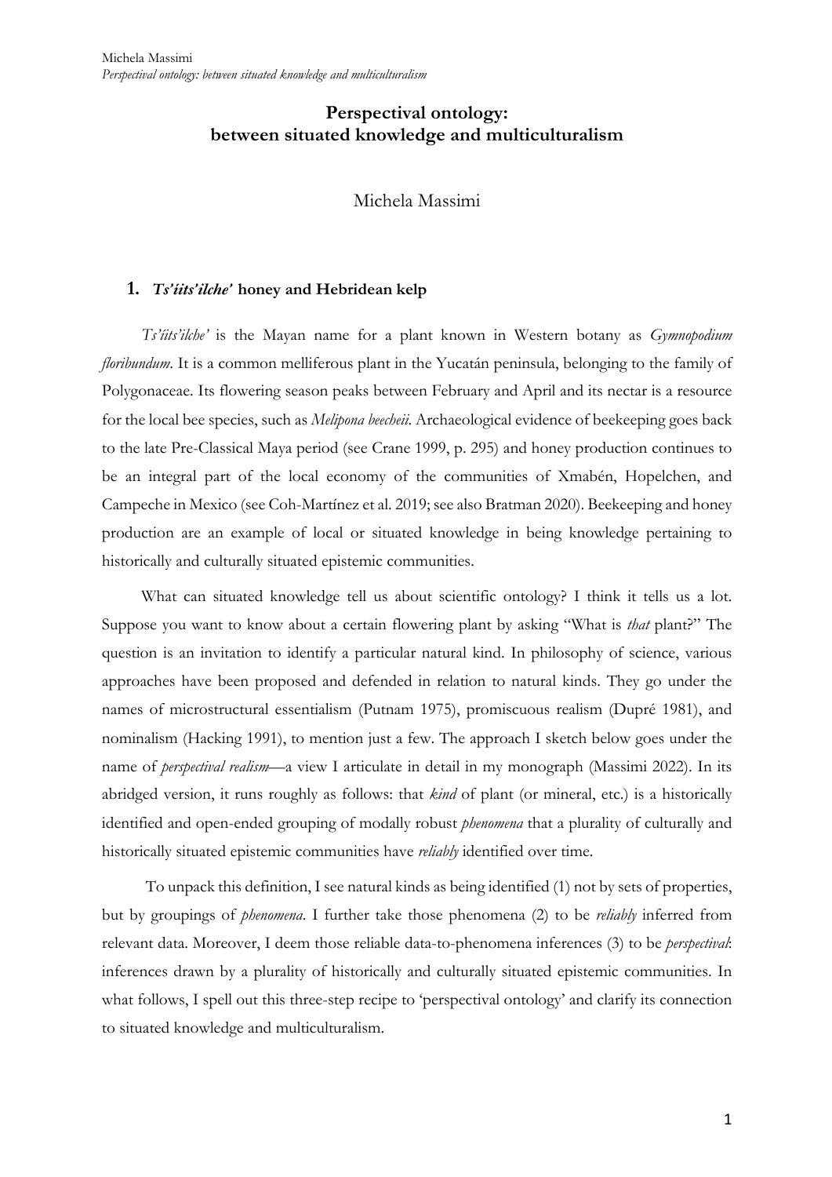# Perspectival ontology:
# between situated knowledge and multiculturalism

Michela Massimi

## 1. *Ts'íits'ilche'* honey and Hebridean kelp

*Ts'íits'ilche'* is the Mayan name for a plant known in Western botany as *Gymnopodium floribundum*. It is a common melliferous plant in the Yucatán peninsula, belonging to the family of Polygonaceae. Its flowering season peaks between February and April and its nectar is a resource for the local bee species, such as *Melipona beecheii*. Archaeological evidence of beekeeping goes back to the late Pre-Classical Maya period (see Crane 1999, p. 295) and honey production continues to be an integral part of the local economy of the communities of Xmabén, Hopelchen, and Campeche in Mexico (see Coh-Martínez et al. 2019; see also Bratman 2020). Beekeeping and honey production are an example of local or situated knowledge in being knowledge pertaining to historically and culturally situated epistemic communities.

What can situated knowledge tell us about scientific ontology? I think it tells us a lot. Suppose you want to know about a certain flowering plant by asking "What is *that* plant?" The question is an invitation to identify a particular natural kind. In philosophy of science, various approaches have been proposed and defended in relation to natural kinds. They go under the names of microstructural essentialism (Putnam 1975), promiscuous realism (Dupré 1981), and nominalism (Hacking 1991), to mention just a few. The approach I sketch below goes under the name of *perspectival realism*—a view I articulate in detail in my monograph (Massimi 2022). In its abridged version, it runs roughly as follows: that *kind* of plant (or mineral, etc.) is a historically identified and open-ended grouping of modally robust *phenomena* that a plurality of culturally and historically situated epistemic communities have *reliably* identified over time.

To unpack this definition, I see natural kinds as being identified (1) not by sets of properties, but by groupings of *phenomena*. I further take those phenomena (2) to be *reliably* inferred from relevant data. Moreover, I deem those reliable data-to-phenomena inferences (3) to be *perspectival*: inferences drawn by a plurality of historically and culturally situated epistemic communities. In what follows, I spell out this three-step recipe to 'perspectival ontology' and clarify its connection to situated knowledge and multiculturalism.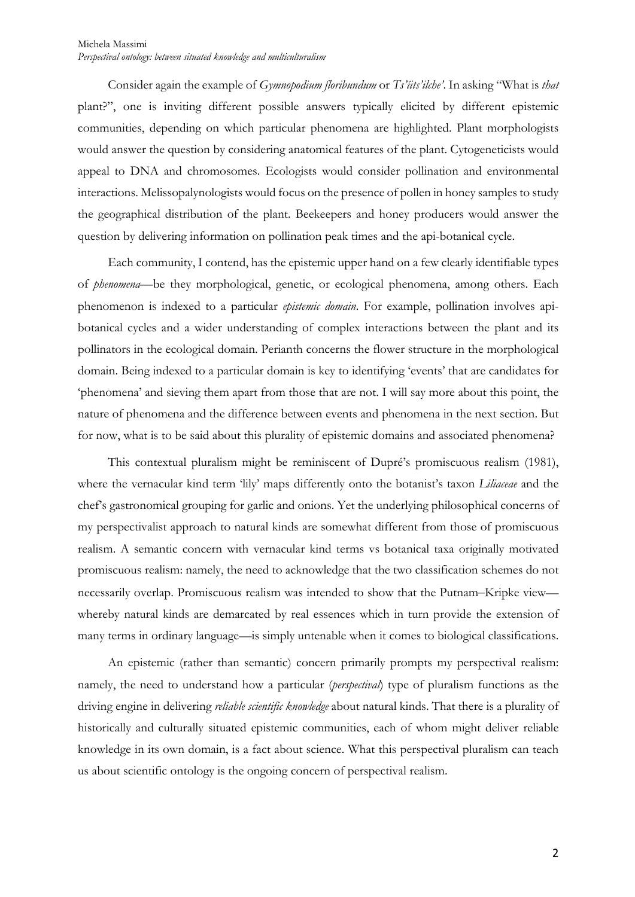Consider again the example of *Gymnopodium floribundum* or *Ts'iits'ilche'*. In asking "What is *that* plant?", one is inviting different possible answers typically elicited by different epistemic communities, depending on which particular phenomena are highlighted. Plant morphologists would answer the question by considering anatomical features of the plant. Cytogeneticists would appeal to DNA and chromosomes. Ecologists would consider pollination and environmental interactions. Melissopalynologists would focus on the presence of pollen in honey samples to study the geographical distribution of the plant. Beekeepers and honey producers would answer the question by delivering information on pollination peak times and the api-botanical cycle.

Each community, I contend, has the epistemic upper hand on a few clearly identifiable types of *phenomena*—be they morphological, genetic, or ecological phenomena, among others. Each phenomenon is indexed to a particular *epistemic domain*. For example, pollination involves api-botanical cycles and a wider understanding of complex interactions between the plant and its pollinators in the ecological domain. Perianth concerns the flower structure in the morphological domain. Being indexed to a particular domain is key to identifying 'events' that are candidates for 'phenomena' and sieving them apart from those that are not. I will say more about this point, the nature of phenomena and the difference between events and phenomena in the next section. But for now, what is to be said about this plurality of epistemic domains and associated phenomena?

This contextual pluralism might be reminiscent of Dupré's promiscuous realism (1981), where the vernacular kind term 'lily' maps differently onto the botanist's taxon *Liliaceae* and the chef's gastronomical grouping for garlic and onions. Yet the underlying philosophical concerns of my perspectivalist approach to natural kinds are somewhat different from those of promiscuous realism. A semantic concern with vernacular kind terms vs botanical taxa originally motivated promiscuous realism: namely, the need to acknowledge that the two classification schemes do not necessarily overlap. Promiscuous realism was intended to show that the Putnam–Kripke view—whereby natural kinds are demarcated by real essences which in turn provide the extension of many terms in ordinary language—is simply untenable when it comes to biological classifications.

An epistemic (rather than semantic) concern primarily prompts my perspectival realism: namely, the need to understand how a particular (*perspectival*) type of pluralism functions as the driving engine in delivering *reliable scientific knowledge* about natural kinds. That there is a plurality of historically and culturally situated epistemic communities, each of whom might deliver reliable knowledge in its own domain, is a fact about science. What this perspectival pluralism can teach us about scientific ontology is the ongoing concern of perspectival realism.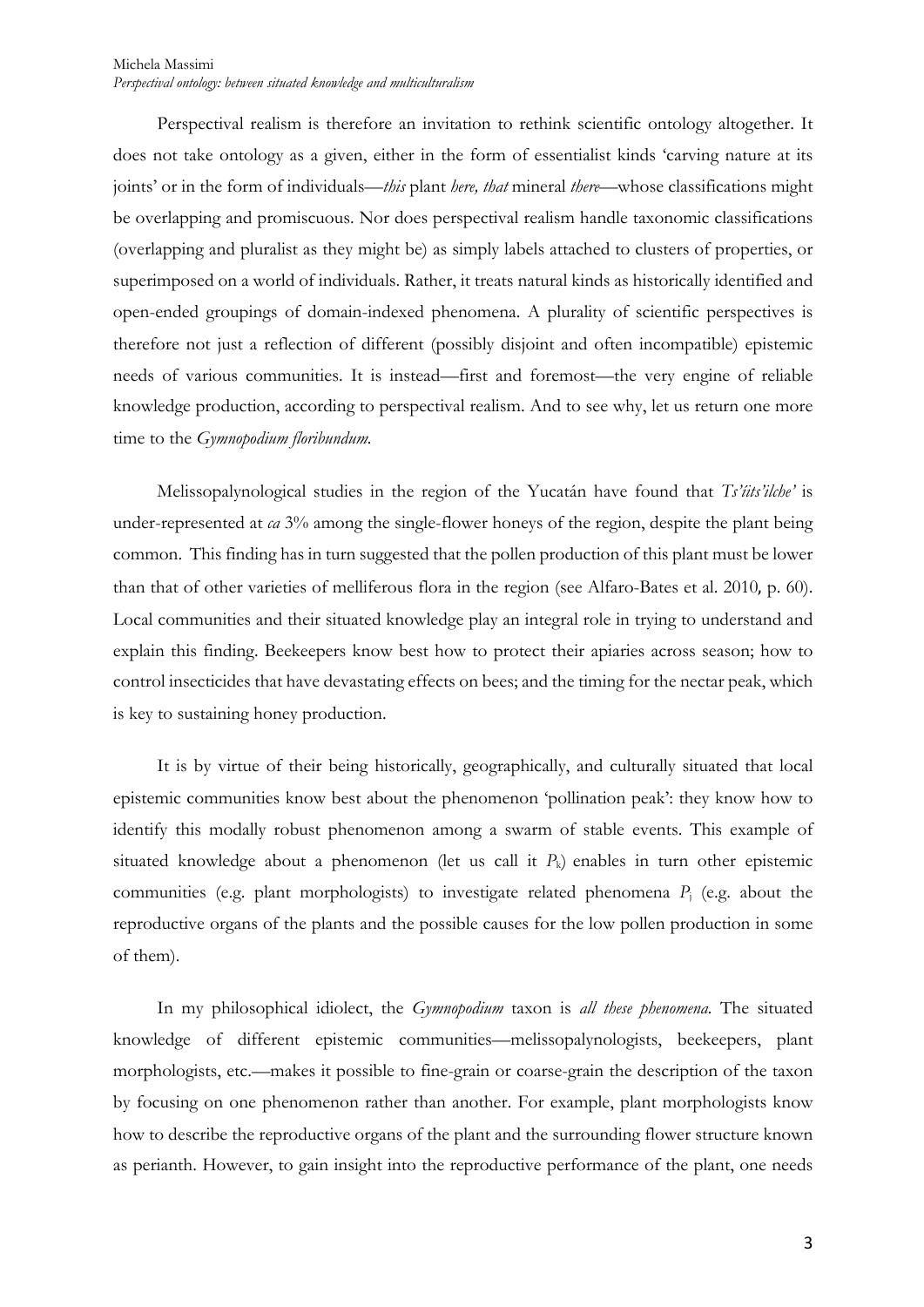Perspectival realism is therefore an invitation to rethink scientific ontology altogether. It does not take ontology as a given, either in the form of essentialist kinds 'carving nature at its joints' or in the form of individuals—*this* plant *here, that* mineral *there*—whose classifications might be overlapping and promiscuous. Nor does perspectival realism handle taxonomic classifications (overlapping and pluralist as they might be) as simply labels attached to clusters of properties, or superimposed on a world of individuals. Rather, it treats natural kinds as historically identified and open-ended groupings of domain-indexed phenomena. A plurality of scientific perspectives is therefore not just a reflection of different (possibly disjoint and often incompatible) epistemic needs of various communities. It is instead—first and foremost—the very engine of reliable knowledge production, according to perspectival realism. And to see why, let us return one more time to the *Gymnopodium floribundum*.

Melissopalynological studies in the region of the Yucatán have found that *Ts'iits'ilche'* is under-represented at *ca* 3% among the single-flower honeys of the region, despite the plant being common. This finding has in turn suggested that the pollen production of this plant must be lower than that of other varieties of melliferous flora in the region (see Alfaro-Bates et al. 2010*,* p. 60). Local communities and their situated knowledge play an integral role in trying to understand and explain this finding. Beekeepers know best how to protect their apiaries across season; how to control insecticides that have devastating effects on bees; and the timing for the nectar peak, which is key to sustaining honey production.

It is by virtue of their being historically, geographically, and culturally situated that local epistemic communities know best about the phenomenon 'pollination peak': they know how to identify this modally robust phenomenon among a swarm of stable events. This example of situated knowledge about a phenomenon (let us call it $P_k$) enables in turn other epistemic communities (e.g. plant morphologists) to investigate related phenomena $P_j$ (e.g. about the reproductive organs of the plants and the possible causes for the low pollen production in some of them).

In my philosophical idiolect, the *Gymnopodium* taxon is *all these phenomena.* The situated knowledge of different epistemic communities—melissopalynologists, beekeepers, plant morphologists, etc.—makes it possible to fine-grain or coarse-grain the description of the taxon by focusing on one phenomenon rather than another. For example, plant morphologists know how to describe the reproductive organs of the plant and the surrounding flower structure known as perianth. However, to gain insight into the reproductive performance of the plant, one needs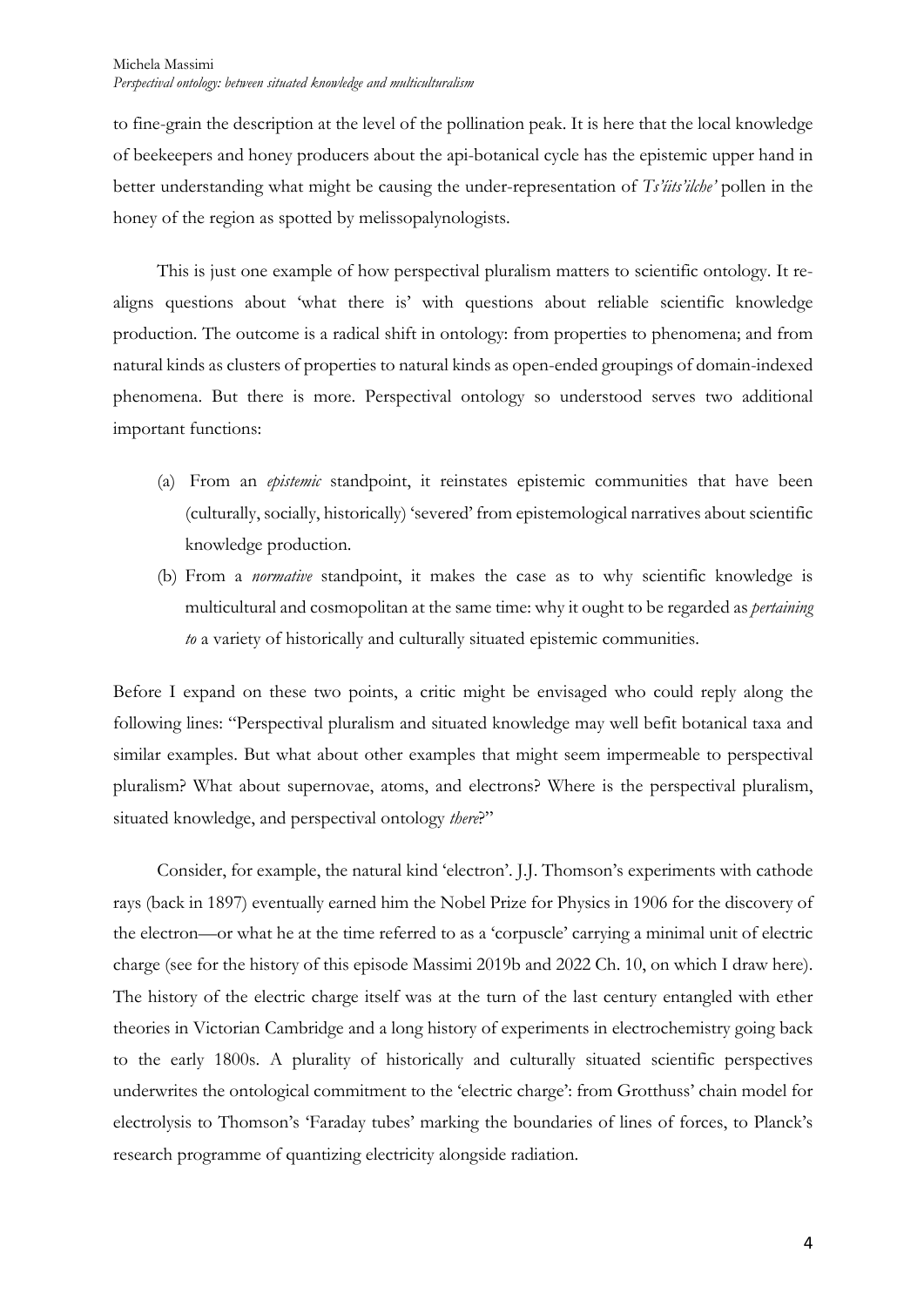to fine-grain the description at the level of the pollination peak. It is here that the local knowledge of beekeepers and honey producers about the api-botanical cycle has the epistemic upper hand in better understanding what might be causing the under-representation of *Ts'íits'ilche'* pollen in the honey of the region as spotted by melissopalynologists.

This is just one example of how perspectival pluralism matters to scientific ontology. It re-aligns questions about 'what there is' with questions about reliable scientific knowledge production. The outcome is a radical shift in ontology: from properties to phenomena; and from natural kinds as clusters of properties to natural kinds as open-ended groupings of domain-indexed phenomena. But there is more. Perspectival ontology so understood serves two additional important functions:

(a) From an *epistemic* standpoint, it reinstates epistemic communities that have been (culturally, socially, historically) 'severed' from epistemological narratives about scientific knowledge production.

(b) From a *normative* standpoint, it makes the case as to why scientific knowledge is multicultural and cosmopolitan at the same time: why it ought to be regarded as *pertaining to* a variety of historically and culturally situated epistemic communities.

Before I expand on these two points, a critic might be envisaged who could reply along the following lines: "Perspectival pluralism and situated knowledge may well befit botanical taxa and similar examples. But what about other examples that might seem impermeable to perspectival pluralism? What about supernovae, atoms, and electrons? Where is the perspectival pluralism, situated knowledge, and perspectival ontology *there*?"

Consider, for example, the natural kind 'electron'. J.J. Thomson's experiments with cathode rays (back in 1897) eventually earned him the Nobel Prize for Physics in 1906 for the discovery of the electron—or what he at the time referred to as a 'corpuscle' carrying a minimal unit of electric charge (see for the history of this episode Massimi 2019b and 2022 Ch. 10, on which I draw here). The history of the electric charge itself was at the turn of the last century entangled with ether theories in Victorian Cambridge and a long history of experiments in electrochemistry going back to the early 1800s. A plurality of historically and culturally situated scientific perspectives underwrites the ontological commitment to the 'electric charge': from Grotthuss' chain model for electrolysis to Thomson's 'Faraday tubes' marking the boundaries of lines of forces, to Planck's research programme of quantizing electricity alongside radiation.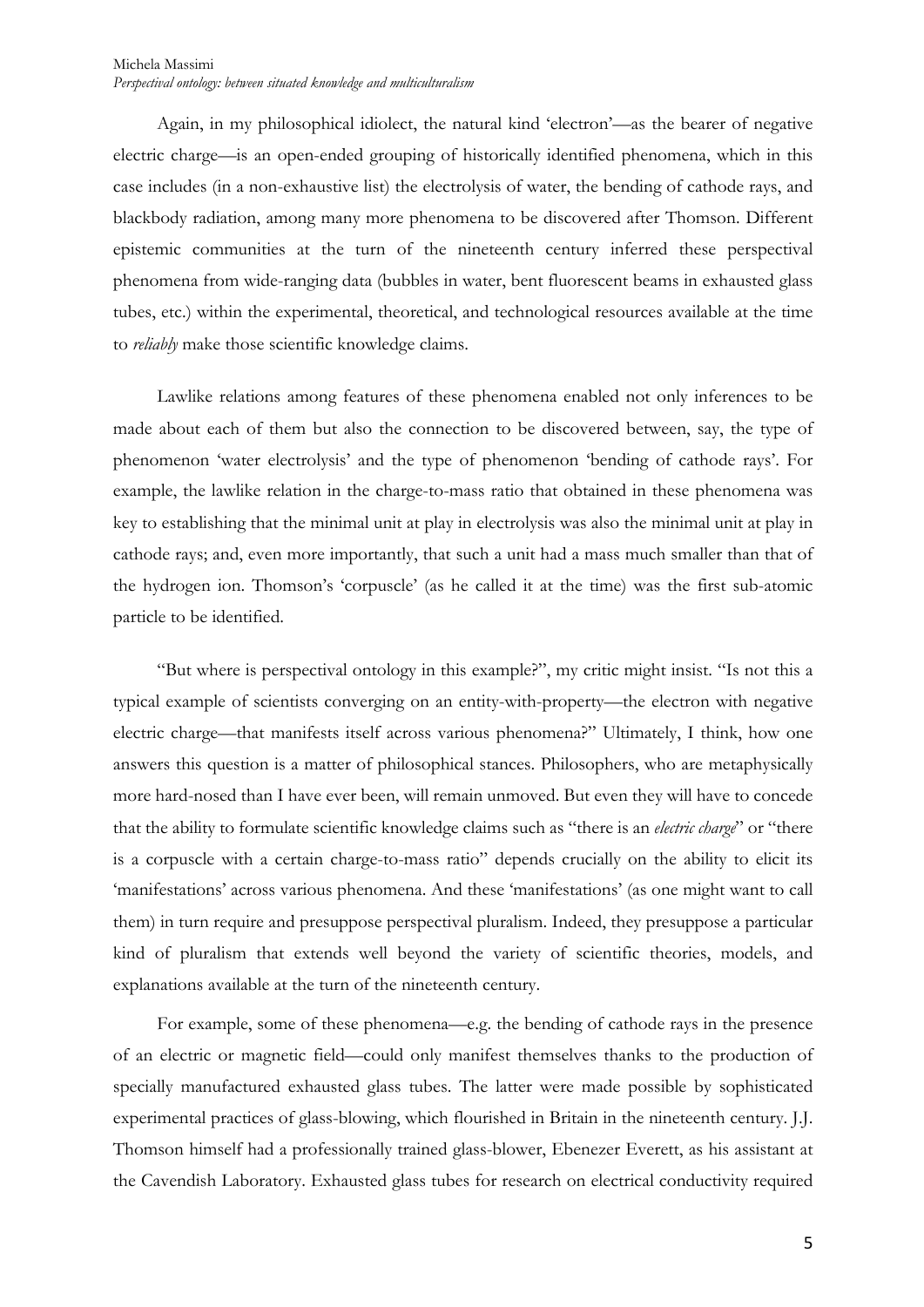Again, in my philosophical idiolect, the natural kind 'electron'—as the bearer of negative electric charge—is an open-ended grouping of historically identified phenomena, which in this case includes (in a non-exhaustive list) the electrolysis of water, the bending of cathode rays, and blackbody radiation, among many more phenomena to be discovered after Thomson. Different epistemic communities at the turn of the nineteenth century inferred these perspectival phenomena from wide-ranging data (bubbles in water, bent fluorescent beams in exhausted glass tubes, etc.) within the experimental, theoretical, and technological resources available at the time to *reliably* make those scientific knowledge claims.

Lawlike relations among features of these phenomena enabled not only inferences to be made about each of them but also the connection to be discovered between, say, the type of phenomenon 'water electrolysis' and the type of phenomenon 'bending of cathode rays'. For example, the lawlike relation in the charge-to-mass ratio that obtained in these phenomena was key to establishing that the minimal unit at play in electrolysis was also the minimal unit at play in cathode rays; and, even more importantly, that such a unit had a mass much smaller than that of the hydrogen ion. Thomson's 'corpuscle' (as he called it at the time) was the first sub-atomic particle to be identified.

"But where is perspectival ontology in this example?", my critic might insist. "Is not this a typical example of scientists converging on an entity-with-property—the electron with negative electric charge—that manifests itself across various phenomena?" Ultimately, I think, how one answers this question is a matter of philosophical stances. Philosophers, who are metaphysically more hard-nosed than I have ever been, will remain unmoved. But even they will have to concede that the ability to formulate scientific knowledge claims such as "there is an *electric charge*" or "there is a corpuscle with a certain charge-to-mass ratio" depends crucially on the ability to elicit its 'manifestations' across various phenomena. And these 'manifestations' (as one might want to call them) in turn require and presuppose perspectival pluralism. Indeed, they presuppose a particular kind of pluralism that extends well beyond the variety of scientific theories, models, and explanations available at the turn of the nineteenth century.

For example, some of these phenomena—e.g. the bending of cathode rays in the presence of an electric or magnetic field—could only manifest themselves thanks to the production of specially manufactured exhausted glass tubes. The latter were made possible by sophisticated experimental practices of glass-blowing, which flourished in Britain in the nineteenth century. J.J. Thomson himself had a professionally trained glass-blower, Ebenezer Everett, as his assistant at the Cavendish Laboratory. Exhausted glass tubes for research on electrical conductivity required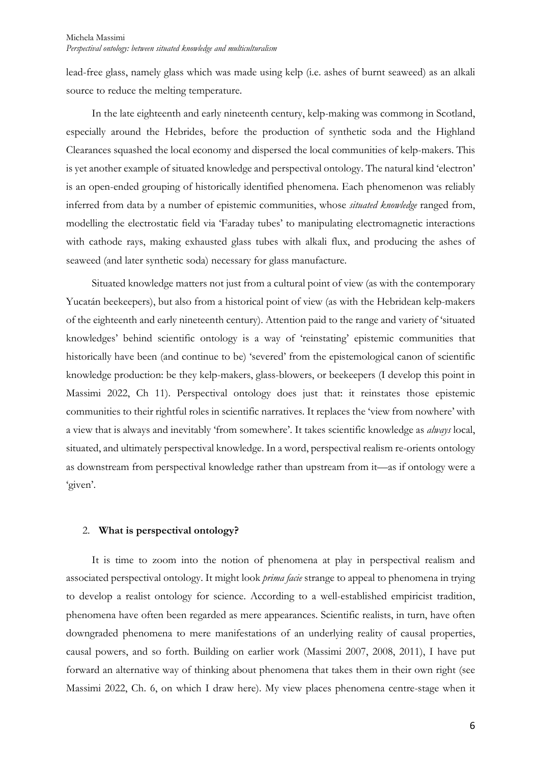lead-free glass, namely glass which was made using kelp (i.e. ashes of burnt seaweed) as an alkali source to reduce the melting temperature.

In the late eighteenth and early nineteenth century, kelp-making was commong in Scotland, especially around the Hebrides, before the production of synthetic soda and the Highland Clearances squashed the local economy and dispersed the local communities of kelp-makers. This is yet another example of situated knowledge and perspectival ontology. The natural kind 'electron' is an open-ended grouping of historically identified phenomena. Each phenomenon was reliably inferred from data by a number of epistemic communities, whose *situated knowledge* ranged from, modelling the electrostatic field via 'Faraday tubes' to manipulating electromagnetic interactions with cathode rays, making exhausted glass tubes with alkali flux, and producing the ashes of seaweed (and later synthetic soda) necessary for glass manufacture.

Situated knowledge matters not just from a cultural point of view (as with the contemporary Yucatán beekeepers), but also from a historical point of view (as with the Hebridean kelp-makers of the eighteenth and early nineteenth century). Attention paid to the range and variety of 'situated knowledges' behind scientific ontology is a way of 'reinstating' epistemic communities that historically have been (and continue to be) 'severed' from the epistemological canon of scientific knowledge production: be they kelp-makers, glass-blowers, or beekeepers (I develop this point in Massimi 2022, Ch 11). Perspectival ontology does just that: it reinstates those epistemic communities to their rightful roles in scientific narratives. It replaces the 'view from nowhere' with a view that is always and inevitably 'from somewhere'. It takes scientific knowledge as *always* local, situated, and ultimately perspectival knowledge. In a word, perspectival realism re-orients ontology as downstream from perspectival knowledge rather than upstream from it—as if ontology were a 'given'.

## 2. **What is perspectival ontology?**

It is time to zoom into the notion of phenomena at play in perspectival realism and associated perspectival ontology. It might look *prima facie* strange to appeal to phenomena in trying to develop a realist ontology for science. According to a well-established empiricist tradition, phenomena have often been regarded as mere appearances. Scientific realists, in turn, have often downgraded phenomena to mere manifestations of an underlying reality of causal properties, causal powers, and so forth. Building on earlier work (Massimi 2007, 2008, 2011), I have put forward an alternative way of thinking about phenomena that takes them in their own right (see Massimi 2022, Ch. 6, on which I draw here). My view places phenomena centre-stage when it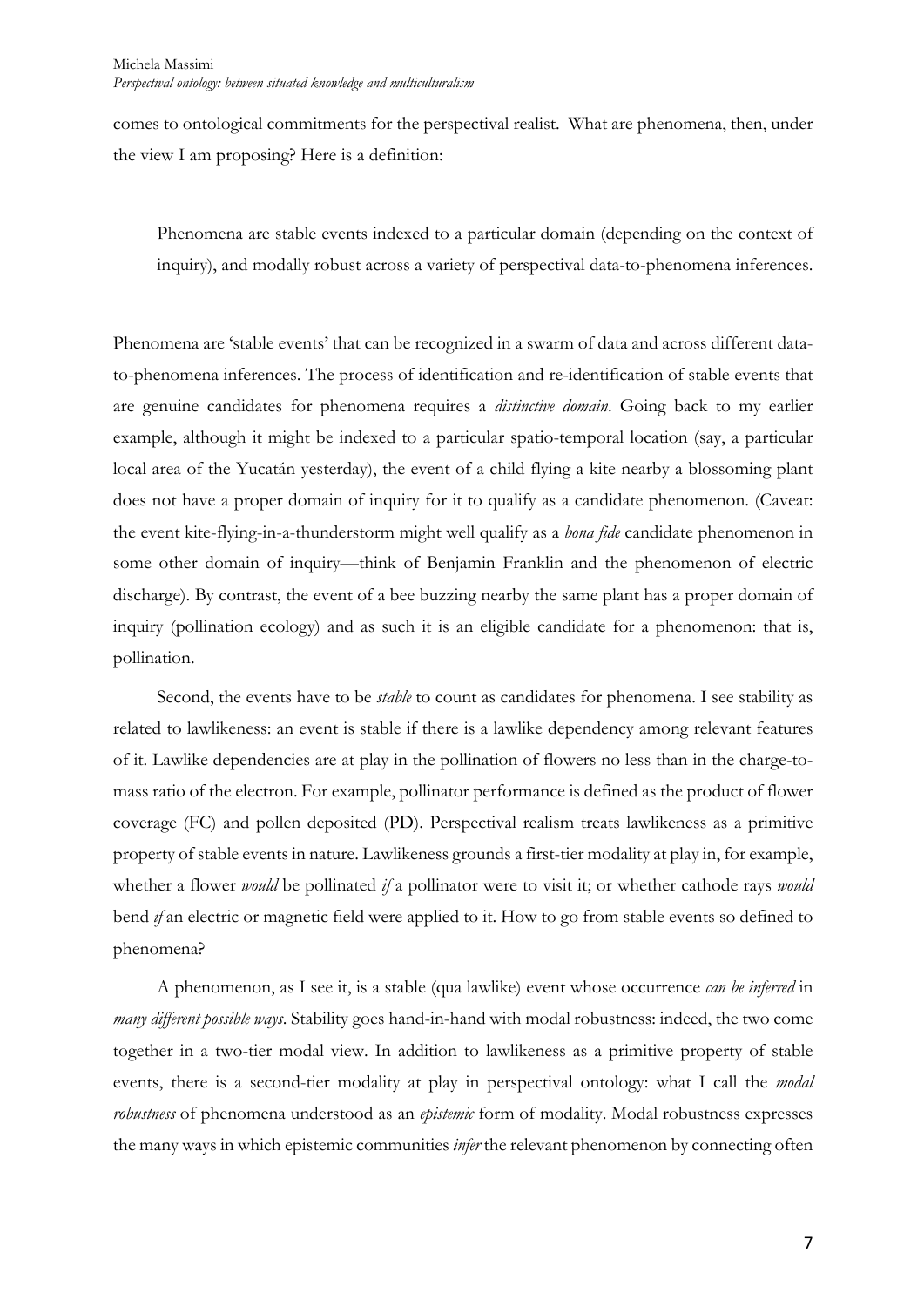comes to ontological commitments for the perspectival realist. What are phenomena, then, under the view I am proposing? Here is a definition:

> Phenomena are stable events indexed to a particular domain (depending on the context of inquiry), and modally robust across a variety of perspectival data-to-phenomena inferences.

Phenomena are 'stable events' that can be recognized in a swarm of data and across different data-to-phenomena inferences. The process of identification and re-identification of stable events that are genuine candidates for phenomena requires a *distinctive domain*. Going back to my earlier example, although it might be indexed to a particular spatio-temporal location (say, a particular local area of the Yucatán yesterday), the event of a child flying a kite nearby a blossoming plant does not have a proper domain of inquiry for it to qualify as a candidate phenomenon. (Caveat: the event kite-flying-in-a-thunderstorm might well qualify as a *bona fide* candidate phenomenon in some other domain of inquiry—think of Benjamin Franklin and the phenomenon of electric discharge). By contrast, the event of a bee buzzing nearby the same plant has a proper domain of inquiry (pollination ecology) and as such it is an eligible candidate for a phenomenon: that is, pollination.

Second, the events have to be *stable* to count as candidates for phenomena. I see stability as related to lawlikeness: an event is stable if there is a lawlike dependency among relevant features of it. Lawlike dependencies are at play in the pollination of flowers no less than in the charge-to-mass ratio of the electron. For example, pollinator performance is defined as the product of flower coverage (FC) and pollen deposited (PD). Perspectival realism treats lawlikeness as a primitive property of stable events in nature. Lawlikeness grounds a first-tier modality at play in, for example, whether a flower *would* be pollinated *if* a pollinator were to visit it; or whether cathode rays *would* bend *if* an electric or magnetic field were applied to it. How to go from stable events so defined to phenomena?

A phenomenon, as I see it, is a stable (qua lawlike) event whose occurrence *can be inferred* in *many different possible ways*. Stability goes hand-in-hand with modal robustness: indeed, the two come together in a two-tier modal view. In addition to lawlikeness as a primitive property of stable events, there is a second-tier modality at play in perspectival ontology: what I call the *modal robustness* of phenomena understood as an *epistemic* form of modality. Modal robustness expresses the many ways in which epistemic communities *infer* the relevant phenomenon by connecting often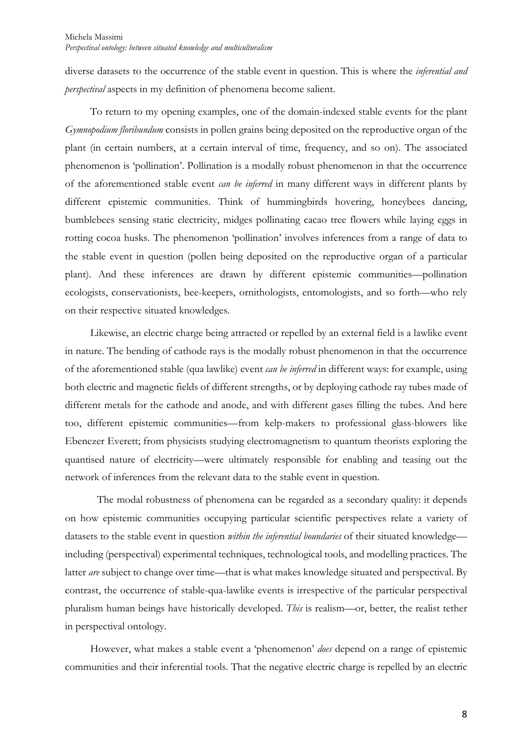diverse datasets to the occurrence of the stable event in question. This is where the *inferential and perspectival* aspects in my definition of phenomena become salient.

To return to my opening examples, one of the domain-indexed stable events for the plant *Gymnopodium floribundum* consists in pollen grains being deposited on the reproductive organ of the plant (in certain numbers, at a certain interval of time, frequency, and so on). The associated phenomenon is 'pollination'. Pollination is a modally robust phenomenon in that the occurrence of the aforementioned stable event *can be inferred* in many different ways in different plants by different epistemic communities. Think of hummingbirds hovering, honeybees dancing, bumblebees sensing static electricity, midges pollinating cacao tree flowers while laying eggs in rotting cocoa husks. The phenomenon 'pollination' involves inferences from a range of data to the stable event in question (pollen being deposited on the reproductive organ of a particular plant). And these inferences are drawn by different epistemic communities—pollination ecologists, conservationists, bee-keepers, ornithologists, entomologists, and so forth—who rely on their respective situated knowledges.

Likewise, an electric charge being attracted or repelled by an external field is a lawlike event in nature. The bending of cathode rays is the modally robust phenomenon in that the occurrence of the aforementioned stable (qua lawlike) event *can be inferred* in different ways: for example, using both electric and magnetic fields of different strengths, or by deploying cathode ray tubes made of different metals for the cathode and anode, and with different gases filling the tubes. And here too, different epistemic communities—from kelp-makers to professional glass-blowers like Ebenezer Everett; from physicists studying electromagnetism to quantum theorists exploring the quantised nature of electricity—were ultimately responsible for enabling and teasing out the network of inferences from the relevant data to the stable event in question.

The modal robustness of phenomena can be regarded as a secondary quality: it depends on how epistemic communities occupying particular scientific perspectives relate a variety of datasets to the stable event in question *within the inferential boundaries* of their situated knowledge—including (perspectival) experimental techniques, technological tools, and modelling practices. The latter *are* subject to change over time—that is what makes knowledge situated and perspectival. By contrast, the occurrence of stable-qua-lawlike events is irrespective of the particular perspectival pluralism human beings have historically developed. *This* is realism—or, better, the realist tether in perspectival ontology.

However, what makes a stable event a 'phenomenon' *does* depend on a range of epistemic communities and their inferential tools. That the negative electric charge is repelled by an electric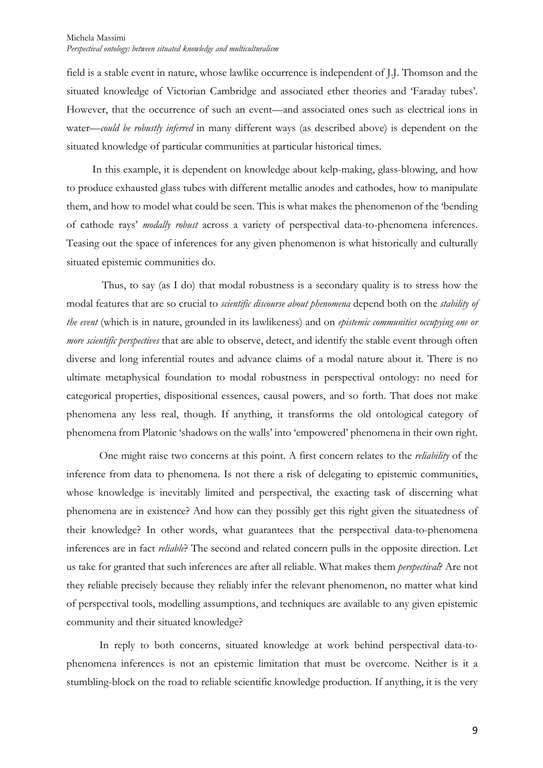field is a stable event in nature, whose lawlike occurrence is independent of J.J. Thomson and the situated knowledge of Victorian Cambridge and associated ether theories and 'Faraday tubes'. However, that the occurrence of such an event—and associated ones such as electrical ions in water—*could be robustly inferred* in many different ways (as described above) is dependent on the situated knowledge of particular communities at particular historical times.

In this example, it is dependent on knowledge about kelp-making, glass-blowing, and how to produce exhausted glass tubes with different metallic anodes and cathodes, how to manipulate them, and how to model what could be seen. This is what makes the phenomenon of the 'bending of cathode rays' *modally robust* across a variety of perspectival data-to-phenomena inferences. Teasing out the space of inferences for any given phenomenon is what historically and culturally situated epistemic communities do.

Thus, to say (as I do) that modal robustness is a secondary quality is to stress how the modal features that are so crucial to *scientific discourse about phenomena* depend both on the *stability of the event* (which is in nature, grounded in its lawlikeness) and on *epistemic communities occupying one or more scientific perspectives* that are able to observe, detect, and identify the stable event through often diverse and long inferential routes and advance claims of a modal nature about it. There is no ultimate metaphysical foundation to modal robustness in perspectival ontology: no need for categorical properties, dispositional essences, causal powers, and so forth. That does not make phenomena any less real, though. If anything, it transforms the old ontological category of phenomena from Platonic 'shadows on the walls' into 'empowered' phenomena in their own right.

One might raise two concerns at this point. A first concern relates to the *reliability* of the inference from data to phenomena. Is not there a risk of delegating to epistemic communities, whose knowledge is inevitably limited and perspectival, the exacting task of discerning what phenomena are in existence? And how can they possibly get this right given the situatedness of their knowledge? In other words, what guarantees that the perspectival data-to-phenomena inferences are in fact *reliable*? The second and related concern pulls in the opposite direction. Let us take for granted that such inferences are after all reliable. What makes them *perspectival*? Are not they reliable precisely because they reliably infer the relevant phenomenon, no matter what kind of perspectival tools, modelling assumptions, and techniques are available to any given epistemic community and their situated knowledge?

In reply to both concerns, situated knowledge at work behind perspectival data-to-phenomena inferences is not an epistemic limitation that must be overcome. Neither is it a stumbling-block on the road to reliable scientific knowledge production. If anything, it is the very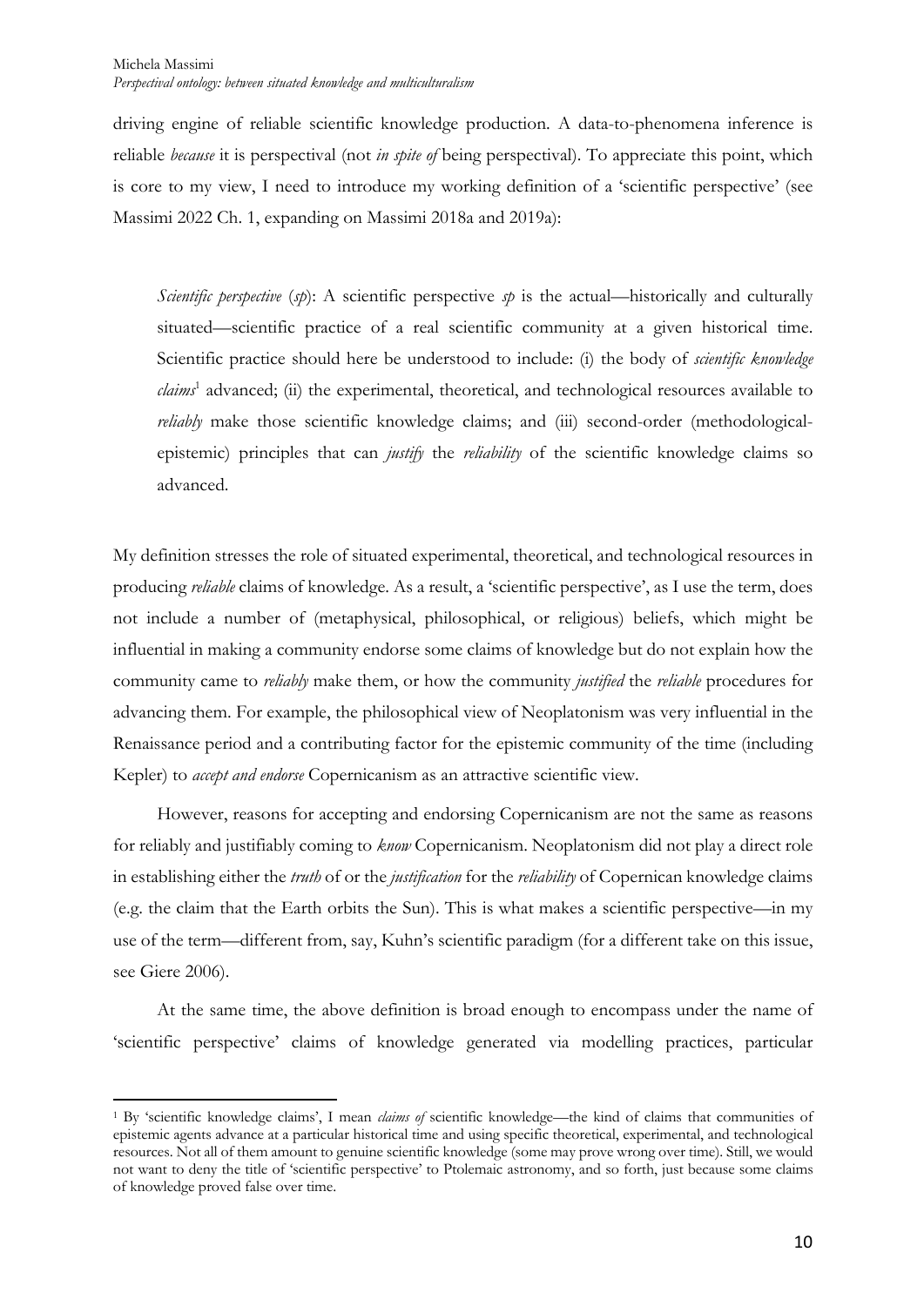driving engine of reliable scientific knowledge production. A data-to-phenomena inference is reliable *because* it is perspectival (not *in spite of* being perspectival). To appreciate this point, which is core to my view, I need to introduce my working definition of a 'scientific perspective' (see Massimi 2022 Ch. 1, expanding on Massimi 2018a and 2019a):

> *Scientific perspective* (*sp*): A scientific perspective *sp* is the actual—historically and culturally situated—scientific practice of a real scientific community at a given historical time. Scientific practice should here be understood to include: (i) the body of *scientific knowledge claims*[1] advanced; (ii) the experimental, theoretical, and technological resources available to *reliably* make those scientific knowledge claims; and (iii) second-order (methodological-epistemic) principles that can *justify* the *reliability* of the scientific knowledge claims so advanced.

My definition stresses the role of situated experimental, theoretical, and technological resources in producing *reliable* claims of knowledge. As a result, a 'scientific perspective', as I use the term, does not include a number of (metaphysical, philosophical, or religious) beliefs, which might be influential in making a community endorse some claims of knowledge but do not explain how the community came to *reliably* make them, or how the community *justified* the *reliable* procedures for advancing them. For example, the philosophical view of Neoplatonism was very influential in the Renaissance period and a contributing factor for the epistemic community of the time (including Kepler) to *accept and endorse* Copernicanism as an attractive scientific view.

However, reasons for accepting and endorsing Copernicanism are not the same as reasons for reliably and justifiably coming to *know* Copernicanism. Neoplatonism did not play a direct role in establishing either the *truth* of or the *justification* for the *reliability* of Copernican knowledge claims (e.g. the claim that the Earth orbits the Sun). This is what makes a scientific perspective—in my use of the term—different from, say, Kuhn's scientific paradigm (for a different take on this issue, see Giere 2006).

At the same time, the above definition is broad enough to encompass under the name of 'scientific perspective' claims of knowledge generated via modelling practices, particular

---

[1] By 'scientific knowledge claims', I mean *claims of* scientific knowledge—the kind of claims that communities of epistemic agents advance at a particular historical time and using specific theoretical, experimental, and technological resources. Not all of them amount to genuine scientific knowledge (some may prove wrong over time). Still, we would not want to deny the title of 'scientific perspective' to Ptolemaic astronomy, and so forth, just because some claims of knowledge proved false over time.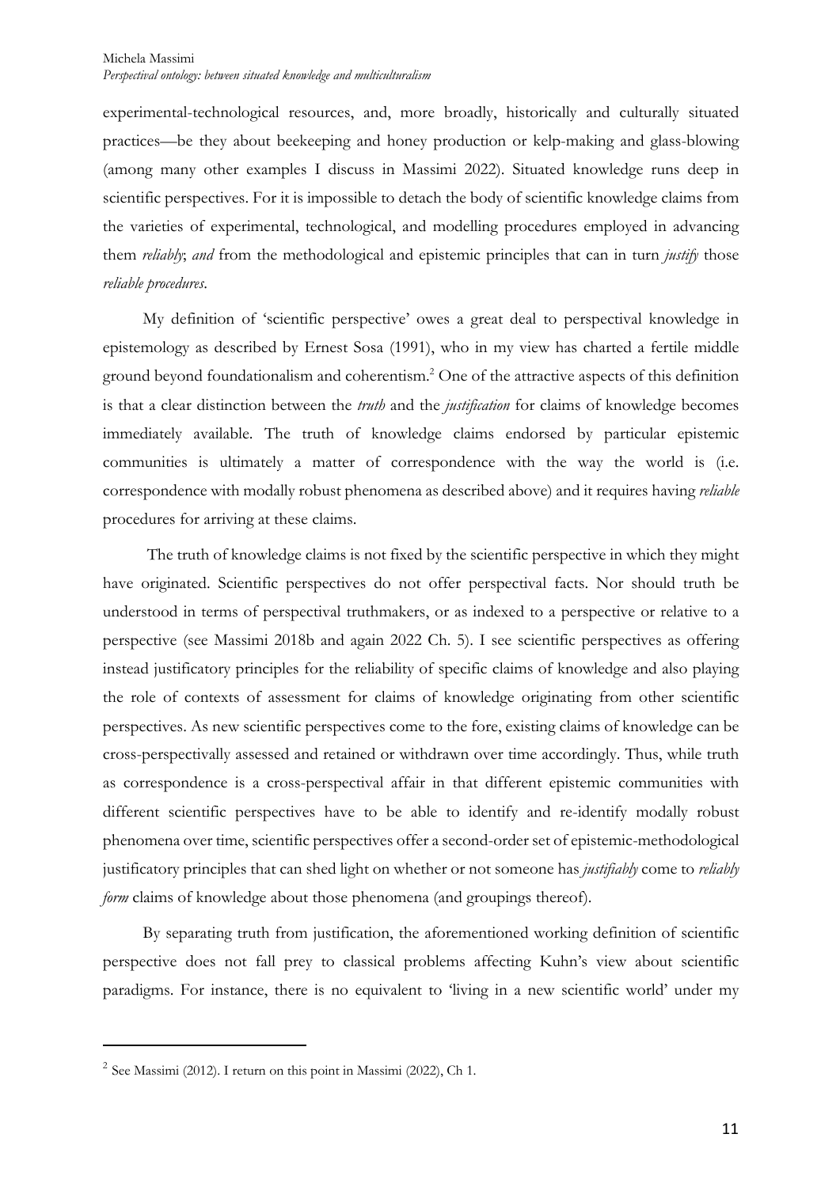experimental-technological resources, and, more broadly, historically and culturally situated practices—be they about beekeeping and honey production or kelp-making and glass-blowing (among many other examples I discuss in Massimi 2022). Situated knowledge runs deep in scientific perspectives. For it is impossible to detach the body of scientific knowledge claims from the varieties of experimental, technological, and modelling procedures employed in advancing them *reliably*; *and* from the methodological and epistemic principles that can in turn *justify* those *reliable procedures*.

My definition of 'scientific perspective' owes a great deal to perspectival knowledge in epistemology as described by Ernest Sosa (1991), who in my view has charted a fertile middle ground beyond foundationalism and coherentism.[2] One of the attractive aspects of this definition is that a clear distinction between the *truth* and the *justification* for claims of knowledge becomes immediately available. The truth of knowledge claims endorsed by particular epistemic communities is ultimately a matter of correspondence with the way the world is (i.e. correspondence with modally robust phenomena as described above) and it requires having *reliable* procedures for arriving at these claims.

The truth of knowledge claims is not fixed by the scientific perspective in which they might have originated. Scientific perspectives do not offer perspectival facts. Nor should truth be understood in terms of perspectival truthmakers, or as indexed to a perspective or relative to a perspective (see Massimi 2018b and again 2022 Ch. 5). I see scientific perspectives as offering instead justificatory principles for the reliability of specific claims of knowledge and also playing the role of contexts of assessment for claims of knowledge originating from other scientific perspectives. As new scientific perspectives come to the fore, existing claims of knowledge can be cross-perspectivally assessed and retained or withdrawn over time accordingly. Thus, while truth as correspondence is a cross-perspectival affair in that different epistemic communities with different scientific perspectives have to be able to identify and re-identify modally robust phenomena over time, scientific perspectives offer a second-order set of epistemic-methodological justificatory principles that can shed light on whether or not someone has *justifiably* come to *reliably form* claims of knowledge about those phenomena (and groupings thereof).

By separating truth from justification, the aforementioned working definition of scientific perspective does not fall prey to classical problems affecting Kuhn's view about scientific paradigms. For instance, there is no equivalent to 'living in a new scientific world' under my

---

[2] See Massimi (2012). I return on this point in Massimi (2022), Ch 1.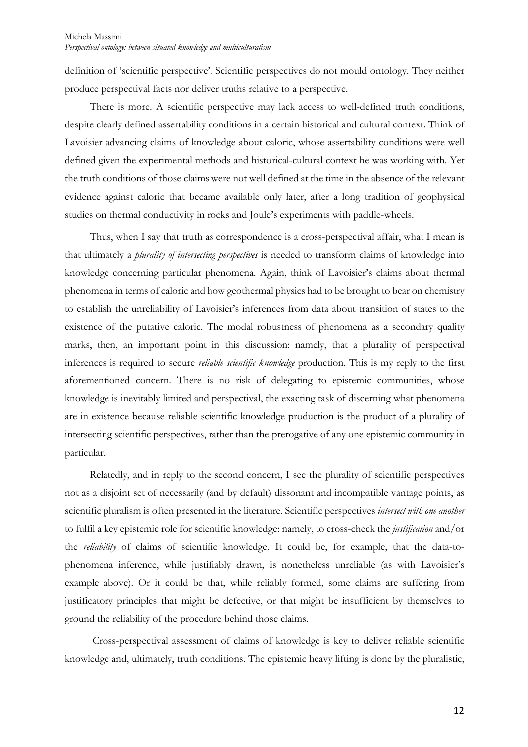definition of 'scientific perspective'. Scientific perspectives do not mould ontology. They neither produce perspectival facts nor deliver truths relative to a perspective.

There is more. A scientific perspective may lack access to well-defined truth conditions, despite clearly defined assertability conditions in a certain historical and cultural context. Think of Lavoisier advancing claims of knowledge about caloric, whose assertability conditions were well defined given the experimental methods and historical-cultural context he was working with. Yet the truth conditions of those claims were not well defined at the time in the absence of the relevant evidence against caloric that became available only later, after a long tradition of geophysical studies on thermal conductivity in rocks and Joule's experiments with paddle-wheels.

Thus, when I say that truth as correspondence is a cross-perspectival affair, what I mean is that ultimately a *plurality of intersecting perspectives* is needed to transform claims of knowledge into knowledge concerning particular phenomena. Again, think of Lavoisier's claims about thermal phenomena in terms of caloric and how geothermal physics had to be brought to bear on chemistry to establish the unreliability of Lavoisier's inferences from data about transition of states to the existence of the putative caloric. The modal robustness of phenomena as a secondary quality marks, then, an important point in this discussion: namely, that a plurality of perspectival inferences is required to secure *reliable scientific knowledge* production. This is my reply to the first aforementioned concern. There is no risk of delegating to epistemic communities, whose knowledge is inevitably limited and perspectival, the exacting task of discerning what phenomena are in existence because reliable scientific knowledge production is the product of a plurality of intersecting scientific perspectives, rather than the prerogative of any one epistemic community in particular.

Relatedly, and in reply to the second concern, I see the plurality of scientific perspectives not as a disjoint set of necessarily (and by default) dissonant and incompatible vantage points, as scientific pluralism is often presented in the literature. Scientific perspectives *intersect with one another* to fulfil a key epistemic role for scientific knowledge: namely, to cross-check the *justification* and/or the *reliability* of claims of scientific knowledge. It could be, for example, that the data-to-phenomena inference, while justifiably drawn, is nonetheless unreliable (as with Lavoisier's example above). Or it could be that, while reliably formed, some claims are suffering from justificatory principles that might be defective, or that might be insufficient by themselves to ground the reliability of the procedure behind those claims.

Cross-perspectival assessment of claims of knowledge is key to deliver reliable scientific knowledge and, ultimately, truth conditions. The epistemic heavy lifting is done by the pluralistic,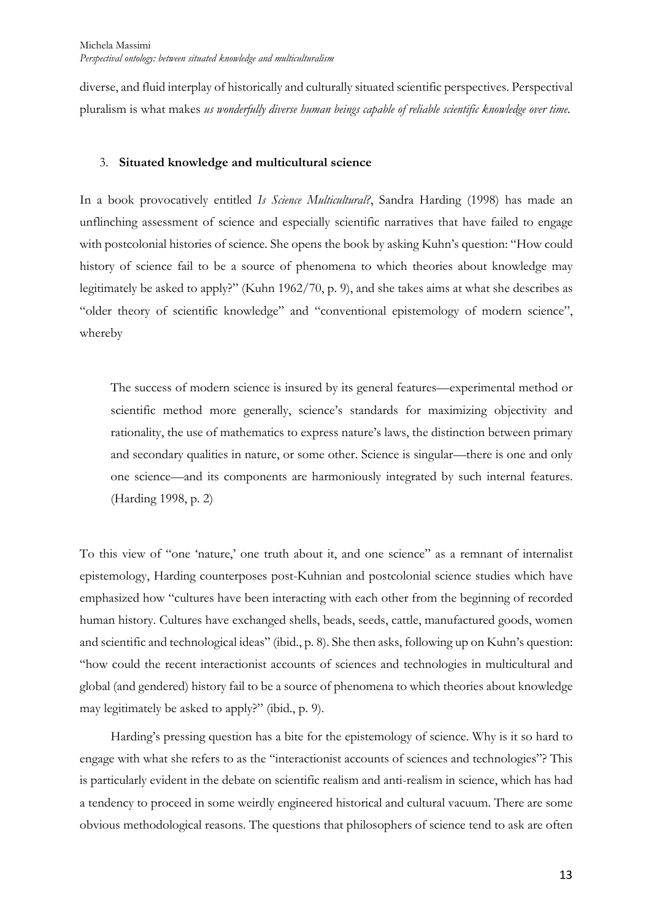diverse, and fluid interplay of historically and culturally situated scientific perspectives. Perspectival pluralism is what makes *us wonderfully diverse human beings capable of reliable scientific knowledge over time.*

## 3. **Situated knowledge and multicultural science**

In a book provocatively entitled *Is Science Multicultural?*, Sandra Harding (1998) has made an unflinching assessment of science and especially scientific narratives that have failed to engage with postcolonial histories of science. She opens the book by asking Kuhn's question: "How could history of science fail to be a source of phenomena to which theories about knowledge may legitimately be asked to apply?" (Kuhn 1962/70, p. 9), and she takes aims at what she describes as "older theory of scientific knowledge" and "conventional epistemology of modern science", whereby

> The success of modern science is insured by its general features—experimental method or scientific method more generally, science's standards for maximizing objectivity and rationality, the use of mathematics to express nature's laws, the distinction between primary and secondary qualities in nature, or some other. Science is singular—there is one and only one science—and its components are harmoniously integrated by such internal features. (Harding 1998, p. 2)

To this view of "one 'nature,' one truth about it, and one science" as a remnant of internalist epistemology, Harding counterposes post-Kuhnian and postcolonial science studies which have emphasized how "cultures have been interacting with each other from the beginning of recorded human history. Cultures have exchanged shells, beads, seeds, cattle, manufactured goods, women and scientific and technological ideas" (ibid., p. 8). She then asks, following up on Kuhn's question: "how could the recent interactionist accounts of sciences and technologies in multicultural and global (and gendered) history fail to be a source of phenomena to which theories about knowledge may legitimately be asked to apply?" (ibid., p. 9).

Harding's pressing question has a bite for the epistemology of science. Why is it so hard to engage with what she refers to as the "interactionist accounts of sciences and technologies"? This is particularly evident in the debate on scientific realism and anti-realism in science, which has had a tendency to proceed in some weirdly engineered historical and cultural vacuum. There are some obvious methodological reasons. The questions that philosophers of science tend to ask are often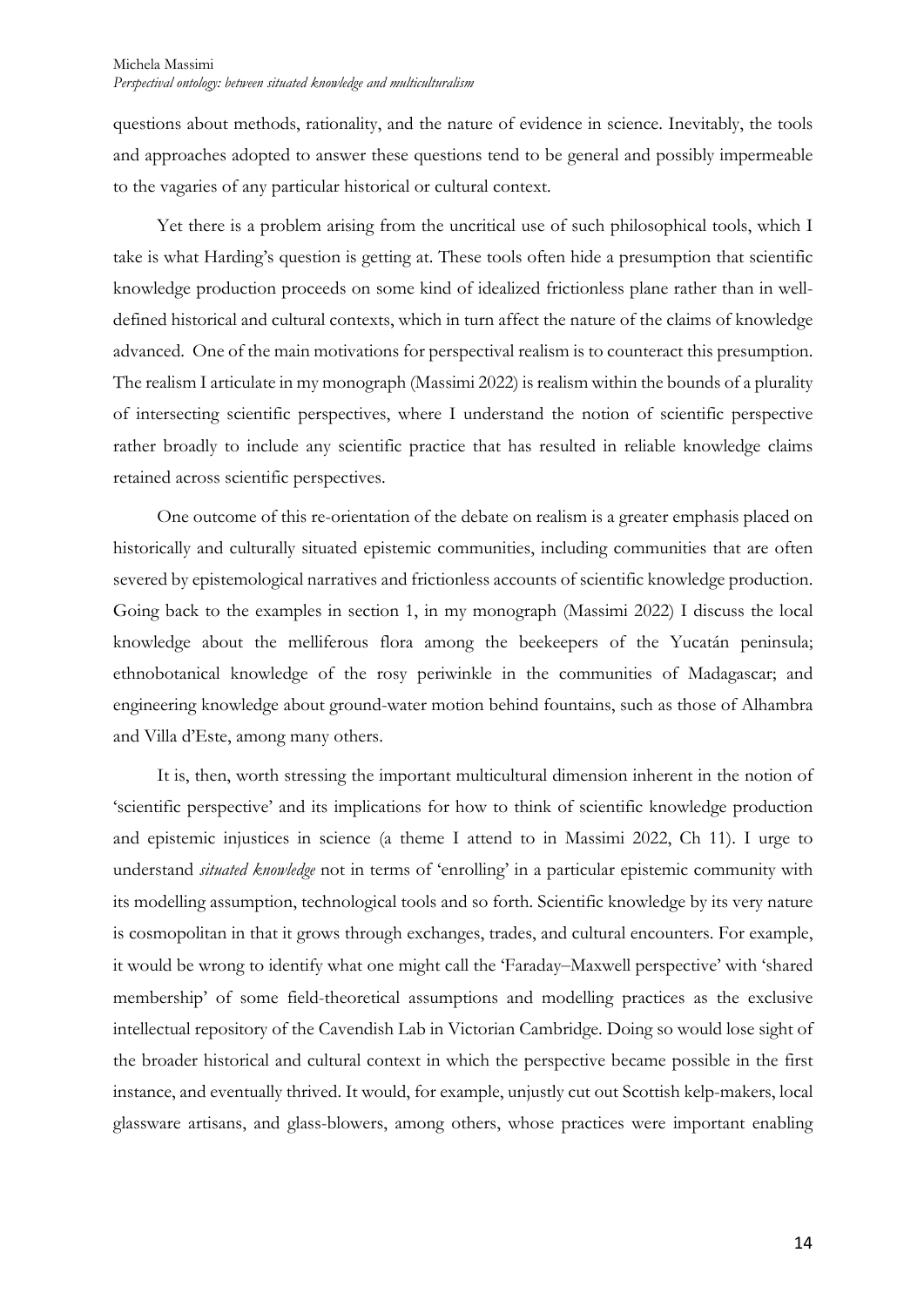questions about methods, rationality, and the nature of evidence in science. Inevitably, the tools and approaches adopted to answer these questions tend to be general and possibly impermeable to the vagaries of any particular historical or cultural context.

Yet there is a problem arising from the uncritical use of such philosophical tools, which I take is what Harding's question is getting at. These tools often hide a presumption that scientific knowledge production proceeds on some kind of idealized frictionless plane rather than in well-defined historical and cultural contexts, which in turn affect the nature of the claims of knowledge advanced. One of the main motivations for perspectival realism is to counteract this presumption. The realism I articulate in my monograph (Massimi 2022) is realism within the bounds of a plurality of intersecting scientific perspectives, where I understand the notion of scientific perspective rather broadly to include any scientific practice that has resulted in reliable knowledge claims retained across scientific perspectives.

One outcome of this re-orientation of the debate on realism is a greater emphasis placed on historically and culturally situated epistemic communities, including communities that are often severed by epistemological narratives and frictionless accounts of scientific knowledge production. Going back to the examples in section 1, in my monograph (Massimi 2022) I discuss the local knowledge about the melliferous flora among the beekeepers of the Yucatán peninsula; ethnobotanical knowledge of the rosy periwinkle in the communities of Madagascar; and engineering knowledge about ground-water motion behind fountains, such as those of Alhambra and Villa d'Este, among many others.

It is, then, worth stressing the important multicultural dimension inherent in the notion of 'scientific perspective' and its implications for how to think of scientific knowledge production and epistemic injustices in science (a theme I attend to in Massimi 2022, Ch 11). I urge to understand *situated knowledge* not in terms of 'enrolling' in a particular epistemic community with its modelling assumption, technological tools and so forth. Scientific knowledge by its very nature is cosmopolitan in that it grows through exchanges, trades, and cultural encounters. For example, it would be wrong to identify what one might call the 'Faraday–Maxwell perspective' with 'shared membership' of some field-theoretical assumptions and modelling practices as the exclusive intellectual repository of the Cavendish Lab in Victorian Cambridge. Doing so would lose sight of the broader historical and cultural context in which the perspective became possible in the first instance, and eventually thrived. It would, for example, unjustly cut out Scottish kelp-makers, local glassware artisans, and glass-blowers, among others, whose practices were important enabling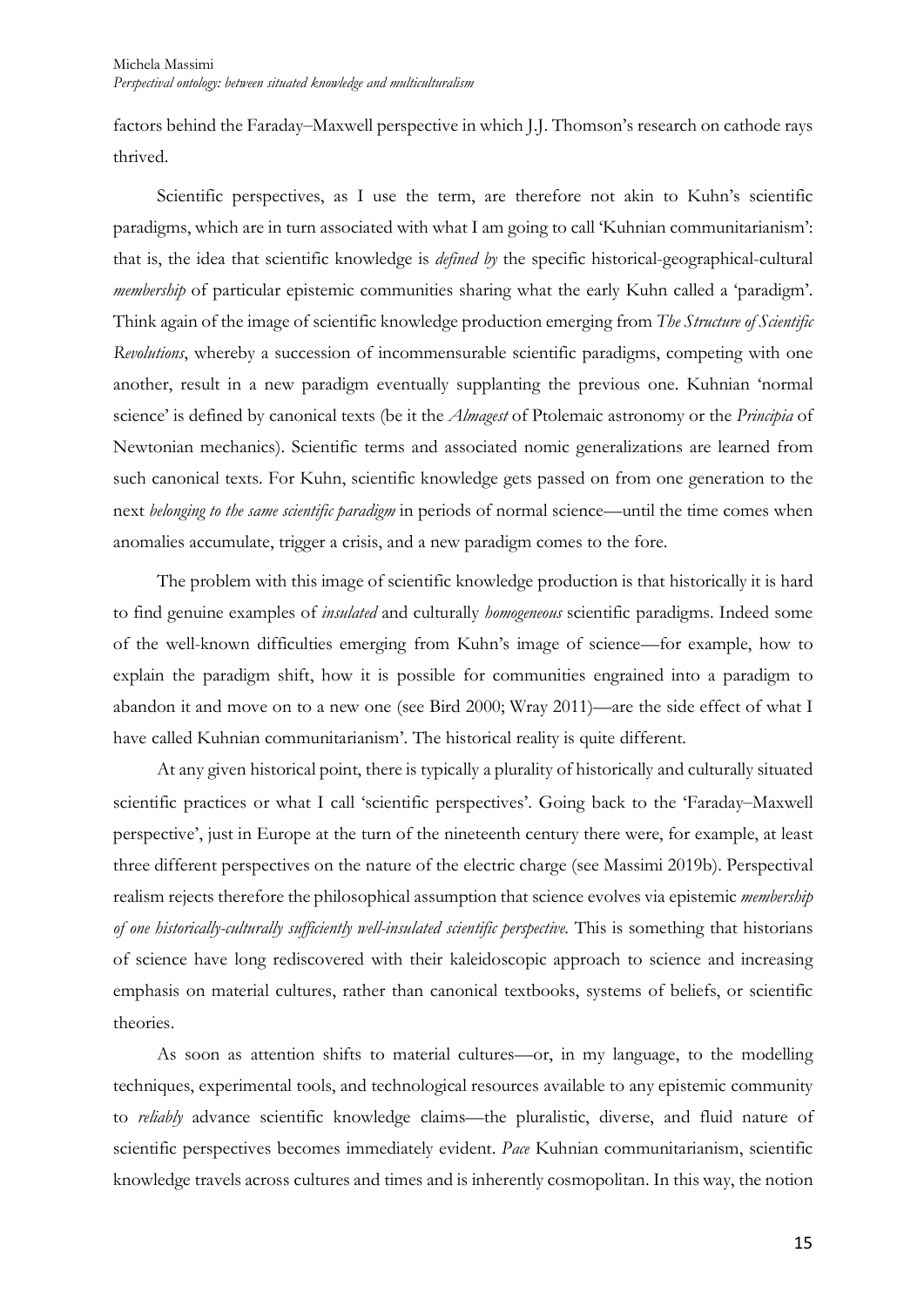factors behind the Faraday–Maxwell perspective in which J.J. Thomson's research on cathode rays thrived.

Scientific perspectives, as I use the term, are therefore not akin to Kuhn's scientific paradigms, which are in turn associated with what I am going to call 'Kuhnian communitarianism': that is, the idea that scientific knowledge is *defined by* the specific historical-geographical-cultural *membership* of particular epistemic communities sharing what the early Kuhn called a 'paradigm'. Think again of the image of scientific knowledge production emerging from *The Structure of Scientific Revolutions*, whereby a succession of incommensurable scientific paradigms, competing with one another, result in a new paradigm eventually supplanting the previous one. Kuhnian 'normal science' is defined by canonical texts (be it the *Almagest* of Ptolemaic astronomy or the *Principia* of Newtonian mechanics). Scientific terms and associated nomic generalizations are learned from such canonical texts. For Kuhn, scientific knowledge gets passed on from one generation to the next *belonging to the same scientific paradigm* in periods of normal science—until the time comes when anomalies accumulate, trigger a crisis, and a new paradigm comes to the fore.

The problem with this image of scientific knowledge production is that historically it is hard to find genuine examples of *insulated* and culturally *homogeneous* scientific paradigms. Indeed some of the well-known difficulties emerging from Kuhn's image of science—for example, how to explain the paradigm shift, how it is possible for communities engrained into a paradigm to abandon it and move on to a new one (see Bird 2000; Wray 2011)—are the side effect of what I have called Kuhnian communitarianism'. The historical reality is quite different.

At any given historical point, there is typically a plurality of historically and culturally situated scientific practices or what I call 'scientific perspectives'. Going back to the 'Faraday–Maxwell perspective', just in Europe at the turn of the nineteenth century there were, for example, at least three different perspectives on the nature of the electric charge (see Massimi 2019b). Perspectival realism rejects therefore the philosophical assumption that science evolves via epistemic *membership of one historically-culturally sufficiently well-insulated scientific perspective.* This is something that historians of science have long rediscovered with their kaleidoscopic approach to science and increasing emphasis on material cultures, rather than canonical textbooks, systems of beliefs, or scientific theories.

As soon as attention shifts to material cultures—or, in my language, to the modelling techniques, experimental tools, and technological resources available to any epistemic community to *reliably* advance scientific knowledge claims—the pluralistic, diverse, and fluid nature of scientific perspectives becomes immediately evident. *Pace* Kuhnian communitarianism, scientific knowledge travels across cultures and times and is inherently cosmopolitan. In this way, the notion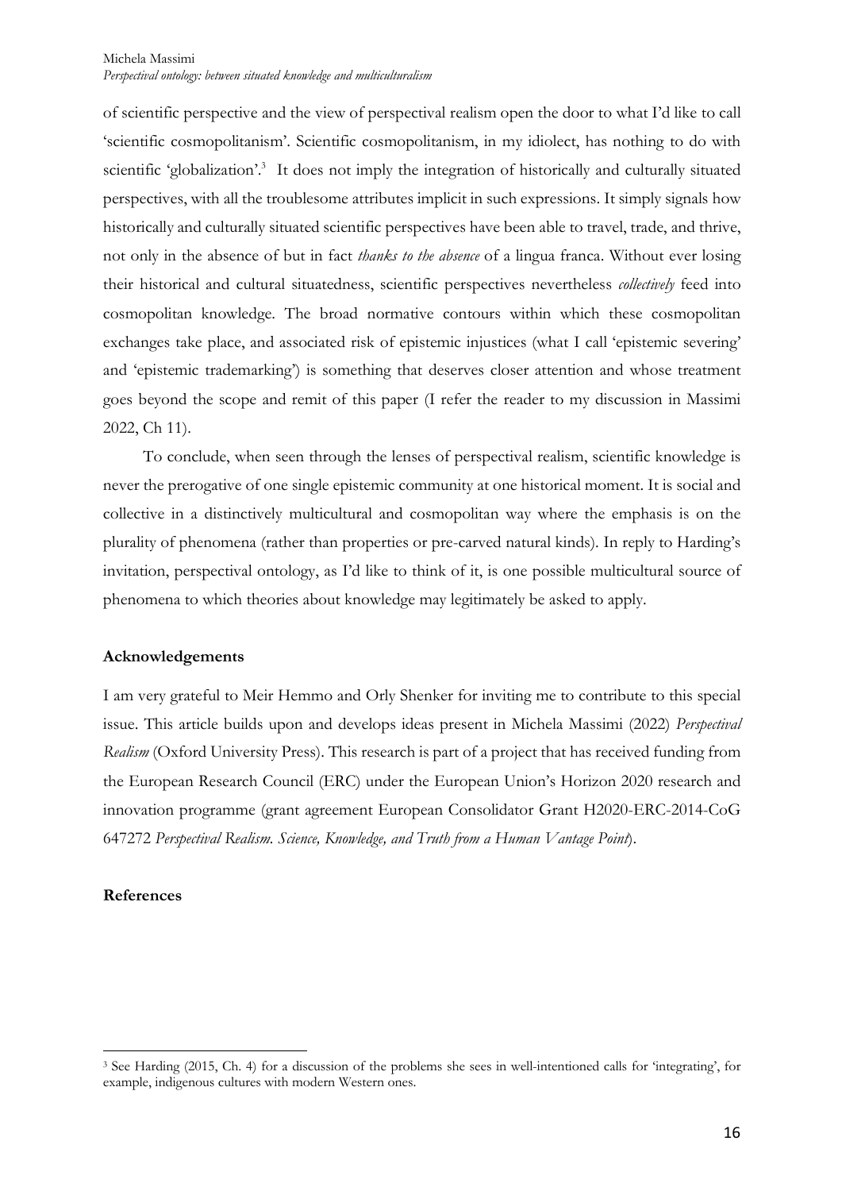of scientific perspective and the view of perspectival realism open the door to what I'd like to call 'scientific cosmopolitanism'. Scientific cosmopolitanism, in my idiolect, has nothing to do with scientific 'globalization'.[3] It does not imply the integration of historically and culturally situated perspectives, with all the troublesome attributes implicit in such expressions. It simply signals how historically and culturally situated scientific perspectives have been able to travel, trade, and thrive, not only in the absence of but in fact *thanks to the absence* of a lingua franca. Without ever losing their historical and cultural situatedness, scientific perspectives nevertheless *collectively* feed into cosmopolitan knowledge. The broad normative contours within which these cosmopolitan exchanges take place, and associated risk of epistemic injustices (what I call 'epistemic severing' and 'epistemic trademarking') is something that deserves closer attention and whose treatment goes beyond the scope and remit of this paper (I refer the reader to my discussion in Massimi 2022, Ch 11).

To conclude, when seen through the lenses of perspectival realism, scientific knowledge is never the prerogative of one single epistemic community at one historical moment. It is social and collective in a distinctively multicultural and cosmopolitan way where the emphasis is on the plurality of phenomena (rather than properties or pre-carved natural kinds). In reply to Harding's invitation, perspectival ontology, as I'd like to think of it, is one possible multicultural source of phenomena to which theories about knowledge may legitimately be asked to apply.

## Acknowledgements

I am very grateful to Meir Hemmo and Orly Shenker for inviting me to contribute to this special issue. This article builds upon and develops ideas present in Michela Massimi (2022) *Perspectival Realism* (Oxford University Press). This research is part of a project that has received funding from the European Research Council (ERC) under the European Union's Horizon 2020 research and innovation programme (grant agreement European Consolidator Grant H2020-ERC-2014-CoG 647272 *Perspectival Realism. Science, Knowledge, and Truth from a Human Vantage Point*).

## References

[3] See Harding (2015, Ch. 4) for a discussion of the problems she sees in well-intentioned calls for 'integrating', for example, indigenous cultures with modern Western ones.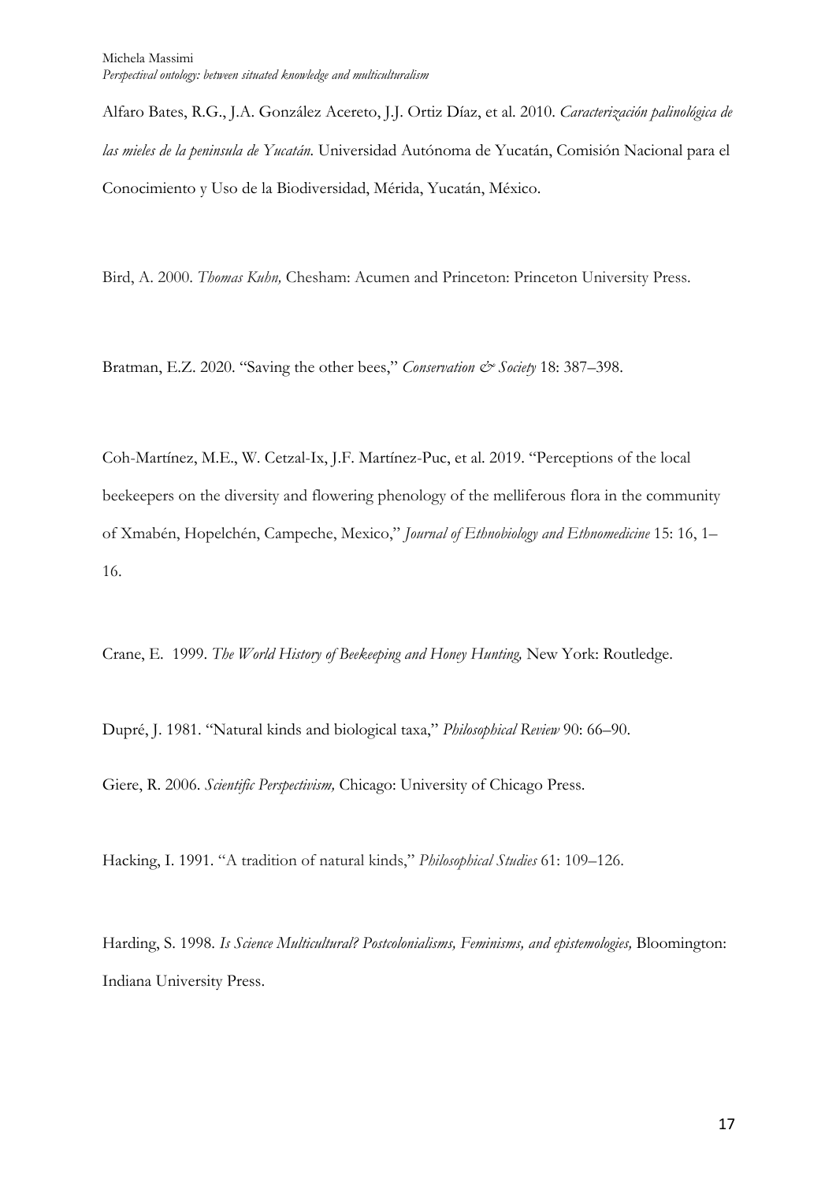Alfaro Bates, R.G., J.A. González Acereto, J.J. Ortiz Díaz, et al. 2010. *Caracterización palinológica de las mieles de la peninsula de Yucatán.* Universidad Autónoma de Yucatán, Comisión Nacional para el Conocimiento y Uso de la Biodiversidad, Mérida, Yucatán, México.

Bird, A. 2000. *Thomas Kuhn,* Chesham: Acumen and Princeton: Princeton University Press.

Bratman, E.Z. 2020. "Saving the other bees," *Conservation & Society* 18: 387–398.

Coh-Martínez, M.E., W. Cetzal-Ix, J.F. Martínez-Puc, et al. 2019. "Perceptions of the local beekeepers on the diversity and flowering phenology of the melliferous flora in the community of Xmabén, Hopelchén, Campeche, Mexico," *Journal of Ethnobiology and Ethnomedicine* 15: 16, 1–16.

Crane, E. 1999. *The World History of Beekeeping and Honey Hunting,* New York: Routledge.

Dupré, J. 1981. "Natural kinds and biological taxa," *Philosophical Review* 90: 66–90.

Giere, R. 2006. *Scientific Perspectivism,* Chicago: University of Chicago Press.

Hacking, I. 1991. "A tradition of natural kinds," *Philosophical Studies* 61: 109–126.

Harding, S. 1998. *Is Science Multicultural? Postcolonialisms, Feminisms, and epistemologies,* Bloomington: Indiana University Press.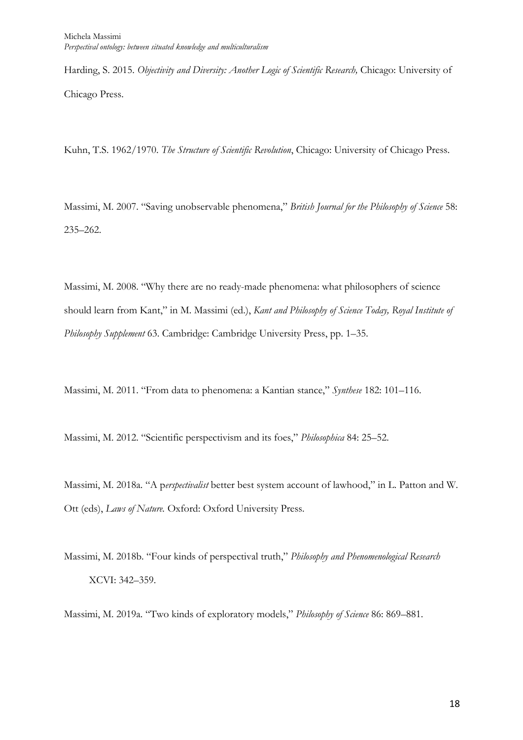Harding, S. 2015. *Objectivity and Diversity: Another Logic of Scientific Research,* Chicago: University of Chicago Press.

Kuhn, T.S. 1962/1970. *The Structure of Scientific Revolution*, Chicago: University of Chicago Press.

Massimi, M. 2007. "Saving unobservable phenomena," *British Journal for the Philosophy of Science* 58: 235–262.

Massimi, M. 2008. "Why there are no ready-made phenomena: what philosophers of science should learn from Kant," in M. Massimi (ed.), *Kant and Philosophy of Science Today, Royal Institute of Philosophy Supplement* 63. Cambridge: Cambridge University Press, pp. 1–35.

Massimi, M. 2011. "From data to phenomena: a Kantian stance," *Synthese* 182: 101–116.

Massimi, M. 2012. "Scientific perspectivism and its foes," *Philosophica* 84: 25–52.

Massimi, M. 2018a. "A p*erspectivalist* better best system account of lawhood," in L. Patton and W. Ott (eds), *Laws of Nature.* Oxford: Oxford University Press.

Massimi, M. 2018b. "Four kinds of perspectival truth," *Philosophy and Phenomenological Research* XCVI: 342–359.

Massimi, M. 2019a. "Two kinds of exploratory models," *Philosophy of Science* 86: 869–881.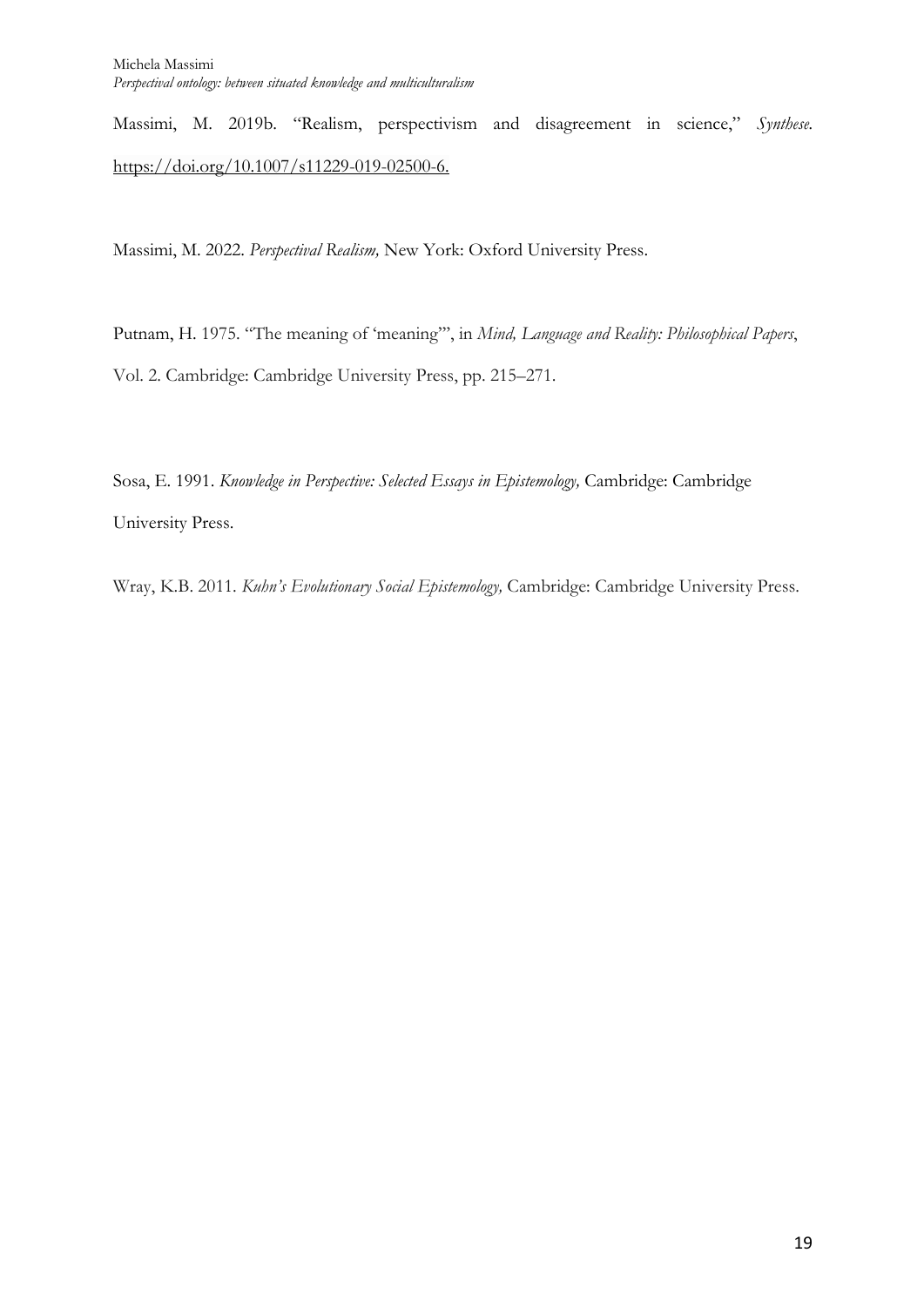Massimi, M. 2019b. "Realism, perspectivism and disagreement in science," *Synthese.* https://doi.org/10.1007/s11229-019-02500-6.

Massimi, M. 2022. *Perspectival Realism,* New York: Oxford University Press.

Putnam, H. 1975. "The meaning of 'meaning'", in *Mind, Language and Reality: Philosophical Papers*, Vol. 2. Cambridge: Cambridge University Press, pp. 215–271.

Sosa, E. 1991. *Knowledge in Perspective: Selected Essays in Epistemology,* Cambridge: Cambridge University Press.

Wray, K.B. 2011. *Kuhn's Evolutionary Social Epistemology,* Cambridge: Cambridge University Press.